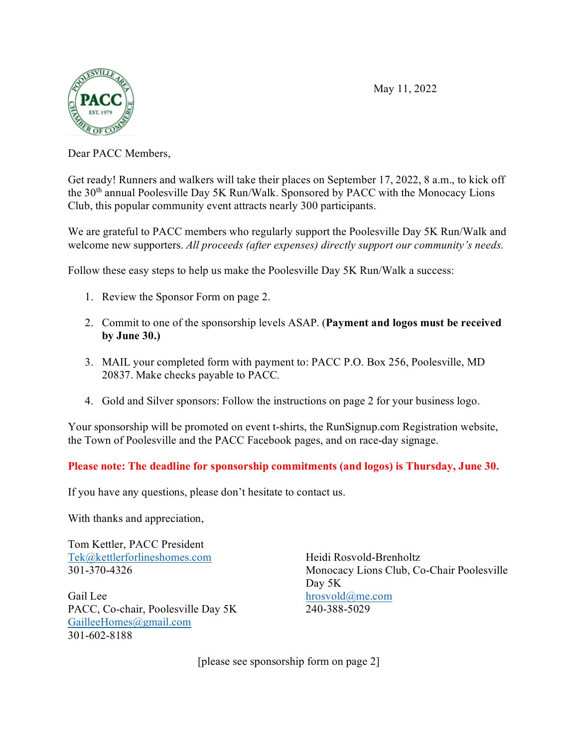May 11, 2022

Dear PACC Members,

Get ready! Runners and walkers will take their places on September 17, 2022, 8 a.m., to kick off the 30th annual Poolesville Day 5K Run/Walk. Sponsored by PACC with the Monocacy Lions Club, this popular community event attracts nearly 300 participants.

We are grateful to PACC members who regularly support the Poolesville Day 5K Run/Walk and welcome new supporters. *All proceeds (after expenses) directly support our community's needs.*

Follow these easy steps to help us make the Poolesville Day 5K Run/Walk a success:

1. Review the Sponsor Form on page 2.
2. Commit to one of the sponsorship levels ASAP. (**Payment and logos must be received by June 30.)**
3. MAIL your completed form with payment to: PACC P.O. Box 256, Poolesville, MD 20837. Make checks payable to PACC.
4. Gold and Silver sponsors: Follow the instructions on page 2 for your business logo.

Your sponsorship will be promoted on event t-shirts, the RunSignup.com Registration website, the Town of Poolesville and the PACC Facebook pages, and on race-day signage.

**Please note: The deadline for sponsorship commitments (and logos) is Thursday, June 30.**

If you have any questions, please don't hesitate to contact us.

With thanks and appreciation,

Tom Kettler, PACC President
Tek@kettlerforlineshomes.com
301-370-4326

Gail Lee
PACC, Co-chair, Poolesville Day 5K
GailleeHomes@gmail.com
301-602-8188

Heidi Rosvold-Brenholtz
Monocacy Lions Club, Co-Chair Poolesville Day 5K
hrosvold@me.com
240-388-5029

[please see sponsorship form on page 2]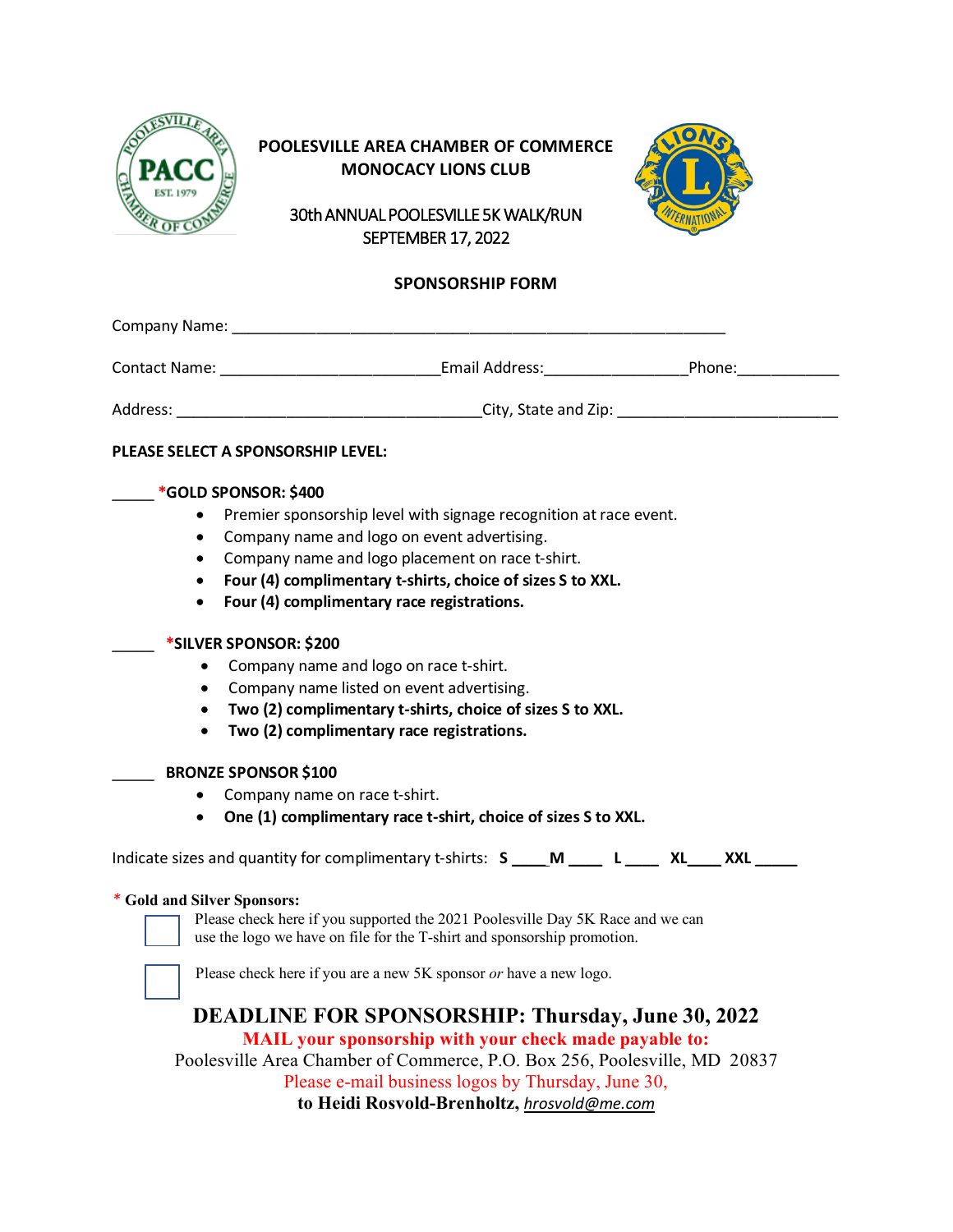**POOLESVILLE AREA CHAMBER OF COMMERCE**
**MONOCACY LIONS CLUB**

30th ANNUAL POOLESVILLE 5K WALK/RUN
SEPTEMBER 17, 2022

## SPONSORSHIP FORM

Company Name: ___________________________________________________________

Contact Name: __________________________Email Address:_________________Phone:____________

Address: ____________________________________City, State and Zip: __________________________

**PLEASE SELECT A SPONSORSHIP LEVEL:**

_____ ***GOLD SPONSOR: $400**

- Premier sponsorship level with signage recognition at race event.
- Company name and logo on event advertising.
- Company name and logo placement on race t-shirt.
- **Four (4) complimentary t-shirts, choice of sizes S to XXL.**
- **Four (4) complimentary race registrations.**

_____ ***SILVER SPONSOR: $200**

- Company name and logo on race t-shirt.
- Company name listed on event advertising.
- **Two (2) complimentary t-shirts, choice of sizes S to XXL.**
- **Two (2) complimentary race registrations.**

_____ **BRONZE SPONSOR $100**

- Company name on race t-shirt.
- **One (1) complimentary race t-shirt, choice of sizes S to XXL.**

Indicate sizes and quantity for complimentary t-shirts: **S** ____**M** ____ **L** ____ **XL**____ **XXL** _____

* **Gold and Silver Sponsors:**

☐ Please check here if you supported the 2021 Poolesville Day 5K Race and we can use the logo we have on file for the T-shirt and sponsorship promotion.

☐ Please check here if you are a new 5K sponsor *or* have a new logo.

**DEADLINE FOR SPONSORSHIP: Thursday, June 30, 2022**

**MAIL your sponsorship with your check made payable to:**

Poolesville Area Chamber of Commerce, P.O. Box 256, Poolesville, MD 20837

Please e-mail business logos by Thursday, June 30,

**to Heidi Rosvold-Brenholtz,** *hrosvold@me.com*